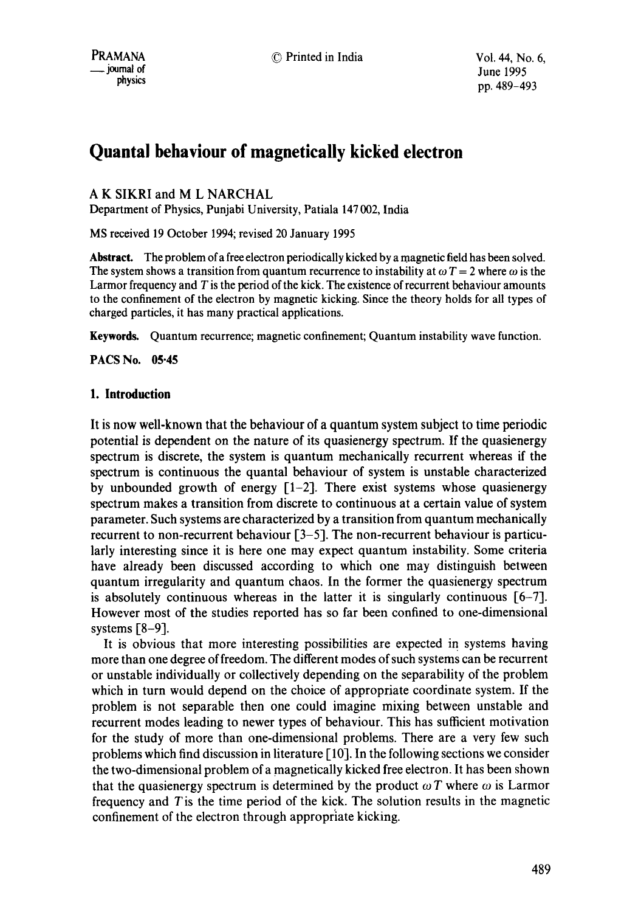# Quantal behaviour of magnetically kicked electron

A K SIKRI and M L NARCHAL

Department of Physics, Punjabi University, Patiala 147 002, India

MS received 19 October 1994; revised 20 January 1995

**Abstract.** The problem of a free electron periodically kicked by a magnetic field has been solved. The system shows a transition from quantum recurrence to instability at $\omega T = 2$ where $\omega$ is the Larmor frequency and $T$ is the period of the kick. The existence of recurrent behaviour amounts to the confinement of the electron by magnetic kicking. Since the theory holds for all types of charged particles, it has many practical applications.

**Keywords.** Quantum recurrence; magnetic confinement; Quantum instability wave function.

**PACS No. 05·45**

## 1. Introduction

It is now well-known that the behaviour of a quantum system subject to time periodic potential is dependent on the nature of its quasienergy spectrum. If the quasienergy spectrum is discrete, the system is quantum mechanically recurrent whereas if the spectrum is continuous the quantal behaviour of system is unstable characterized by unbounded growth of energy [1–2]. There exist systems whose quasienergy spectrum makes a transition from discrete to continuous at a certain value of system parameter. Such systems are characterized by a transition from quantum mechanically recurrent to non-recurrent behaviour [3–5]. The non-recurrent behaviour is particularly interesting since it is here one may expect quantum instability. Some criteria have already been discussed according to which one may distinguish between quantum irregularity and quantum chaos. In the former the quasienergy spectrum is absolutely continuous whereas in the latter it is singularly continuous [6–7]. However most of the studies reported has so far been confined to one-dimensional systems [8–9].

It is obvious that more interesting possibilities are expected in systems having more than one degree of freedom. The different modes of such systems can be recurrent or unstable individually or collectively depending on the separability of the problem which in turn would depend on the choice of appropriate coordinate system. If the problem is not separable then one could imagine mixing between unstable and recurrent modes leading to newer types of behaviour. This has sufficient motivation for the study of more than one-dimensional problems. There are a very few such problems which find discussion in literature [10]. In the following sections we consider the two-dimensional problem of a magnetically kicked free electron. It has been shown that the quasienergy spectrum is determined by the product $\omega T$ where $\omega$ is Larmor frequency and $T$ is the time period of the kick. The solution results in the magnetic confinement of the electron through appropriate kicking.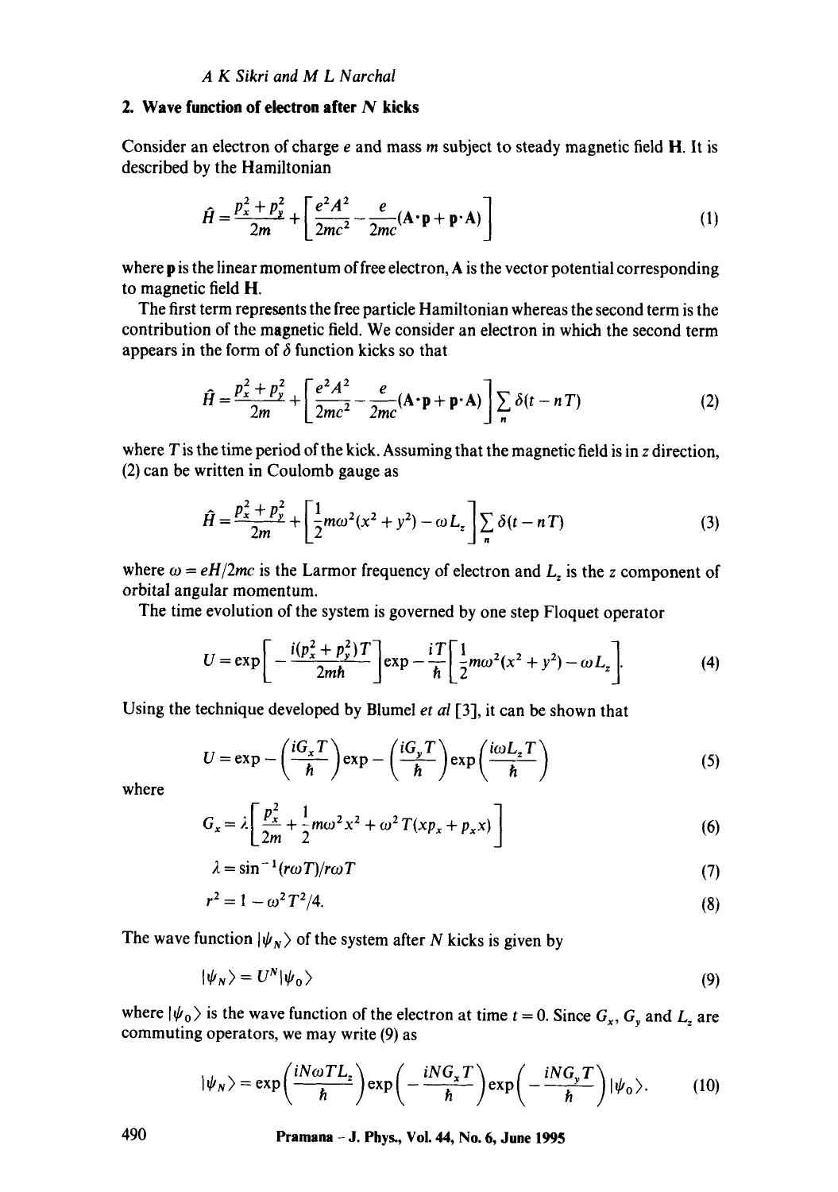## 2. Wave function of electron after $N$ kicks

Consider an electron of charge $e$ and mass $m$ subject to steady magnetic field $\mathbf{H}$. It is described by the Hamiltonian

$$\hat{H} = \frac{p_x^2 + p_y^2}{2m} + \left[\frac{e^2 A^2}{2mc^2} - \frac{e}{2mc}(\mathbf{A}\cdot\mathbf{p} + \mathbf{p}\cdot\mathbf{A})\right] \tag{1}$$

where $\mathbf{p}$ is the linear momentum of free electron, $\mathbf{A}$ is the vector potential corresponding to magnetic field $\mathbf{H}$.

The first term represents the free particle Hamiltonian whereas the second term is the contribution of the magnetic field. We consider an electron in which the second term appears in the form of $\delta$ function kicks so that

$$\hat{H} = \frac{p_x^2 + p_y^2}{2m} + \left[\frac{e^2 A^2}{2mc^2} - \frac{e}{2mc}(\mathbf{A}\cdot\mathbf{p} + \mathbf{p}\cdot\mathbf{A})\right]\sum_n \delta(t - nT) \tag{2}$$

where $T$ is the time period of the kick. Assuming that the magnetic field is in $z$ direction, (2) can be written in Coulomb gauge as

$$\hat{H} = \frac{p_x^2 + p_y^2}{2m} + \left[\frac{1}{2}m\omega^2(x^2 + y^2) - \omega L_z\right]\sum_n \delta(t - nT) \tag{3}$$

where $\omega = eH/2mc$ is the Larmor frequency of electron and $L_z$ is the $z$ component of orbital angular momentum.

The time evolution of the system is governed by one step Floquet operator

$$U = \exp\left[-\frac{i(p_x^2 + p_y^2)T}{2m\hbar}\right]\exp -\frac{iT}{\hbar}\left[\frac{1}{2}m\omega^2(x^2 + y^2) - \omega L_z\right]. \tag{4}$$

Using the technique developed by Blumel *et al* [3], it can be shown that

$$U = \exp -\left(\frac{iG_x T}{\hbar}\right)\exp -\left(\frac{iG_y T}{\hbar}\right)\exp\left(\frac{i\omega L_z T}{\hbar}\right) \tag{5}$$

where

$$G_x = \lambda\left[\frac{p_x^2}{2m} + \frac{1}{2}m\omega^2 x^2 + \omega^2 T(xp_x + p_x x)\right] \tag{6}$$

$$\lambda = \sin^{-1}(r\omega T)/r\omega T \tag{7}$$

$$r^2 = 1 - \omega^2 T^2/4. \tag{8}$$

The wave function $|\psi_N\rangle$ of the system after $N$ kicks is given by

$$|\psi_N\rangle = U^N|\psi_0\rangle \tag{9}$$

where $|\psi_0\rangle$ is the wave function of the electron at time $t = 0$. Since $G_x$, $G_y$ and $L_z$ are commuting operators, we may write (9) as

$$|\psi_N\rangle = \exp\left(\frac{iN\omega TL_z}{\hbar}\right)\exp\left(-\frac{iNG_x T}{\hbar}\right)\exp\left(-\frac{iNG_y T}{\hbar}\right)|\psi_0\rangle. \tag{10}$$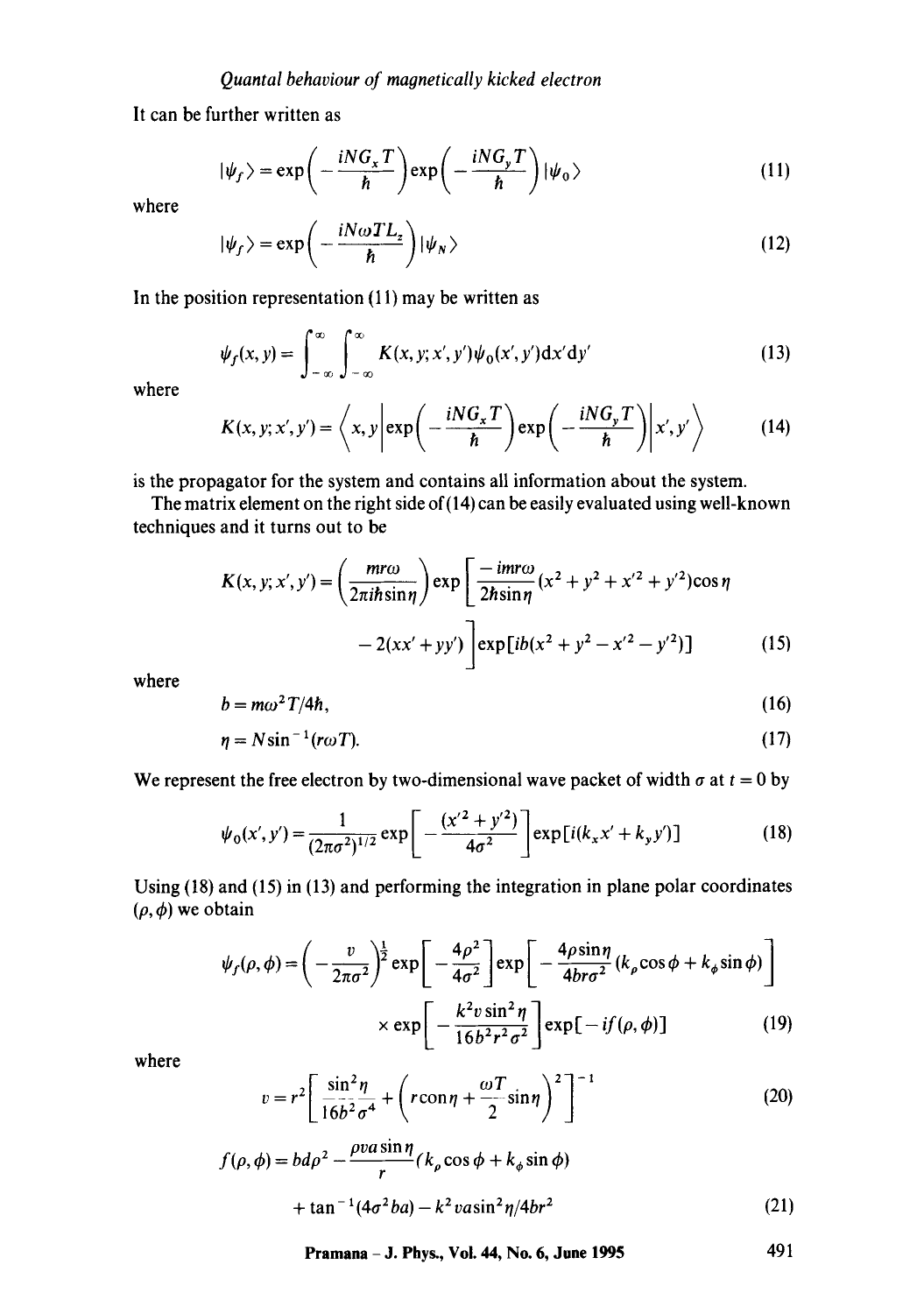It can be further written as

$$|\psi_f\rangle = \exp\left(-\frac{iNG_xT}{\hbar}\right)\exp\left(-\frac{iNG_yT}{\hbar}\right)|\psi_0\rangle \tag{11}$$

where

$$|\psi_f\rangle = \exp\left(-\frac{iN\omega TL_z}{\hbar}\right)|\psi_N\rangle \tag{12}$$

In the position representation (11) may be written as

$$\psi_f(x,y) = \int_{-\infty}^{\infty}\int_{-\infty}^{\infty} K(x,y;x',y')\psi_0(x',y')\mathrm{d}x'\mathrm{d}y' \tag{13}$$

where

$$K(x,y;x',y') = \left\langle x,y\left|\exp\left(-\frac{iNG_xT}{\hbar}\right)\exp\left(-\frac{iNG_yT}{\hbar}\right)\right|x',y'\right\rangle \tag{14}$$

is the propagator for the system and contains all information about the system.

The matrix element on the right side of (14) can be easily evaluated using well-known techniques and it turns out to be

$$K(x,y;x',y') = \left(\frac{mr\omega}{2\pi i\hbar\sin\eta}\right)\exp\left[\frac{-imr\omega}{2\hbar\sin\eta}(x^2+y^2+x'^2+y'^2)\cos\eta - 2(xx'+yy')\right]\exp[ib(x^2+y^2-x'^2-y'^2)] \tag{15}$$

where

$$b = m\omega^2T/4\hbar, \tag{16}$$

$$\eta = N\sin^{-1}(r\omega T). \tag{17}$$

We represent the free electron by two-dimensional wave packet of width $\sigma$ at $t=0$ by

$$\psi_0(x',y') = \frac{1}{(2\pi\sigma^2)^{1/2}}\exp\left[-\frac{(x'^2+y'^2)}{4\sigma^2}\right]\exp[i(k_xx'+k_yy')] \tag{18}$$

Using (18) and (15) in (13) and performing the integration in plane polar coordinates $(\rho,\phi)$ we obtain

$$\psi_f(\rho,\phi) = \left(-\frac{v}{2\pi\sigma^2}\right)^{\frac{1}{2}}\exp\left[-\frac{4\rho^2}{4\sigma^2}\right]\exp\left[-\frac{4\rho\sin\eta}{4br\sigma^2}(k_\rho\cos\phi + k_\phi\sin\phi)\right] \times \exp\left[-\frac{k^2v\sin^2\eta}{16b^2r^2\sigma^2}\right]\exp[-if(\rho,\phi)] \tag{19}$$

where

$$v = r^2\left[\frac{\sin^2\eta}{16b^2\sigma^4} + \left(r\operatorname{con}\eta + \frac{\omega T}{2}\sin\eta\right)^2\right]^{-1} \tag{20}$$

$$f(\rho,\phi) = bd\rho^2 - \frac{\rho va\sin\eta}{r}(k_\rho\cos\phi + k_\phi\sin\phi) + \tan^{-1}(4\sigma^2ba) - k^2va\sin^2\eta/4br^2 \tag{21}$$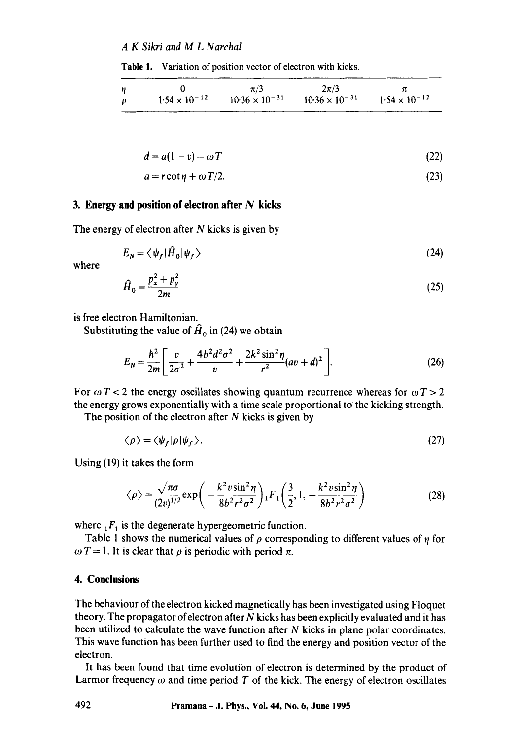**Table 1.** Variation of position vector of electron with kicks.

| $\eta$ | 0 | $\pi/3$ | $2\pi/3$ | $\pi$ |
|---|---|---|---|---|
| $\rho$ | $1{\cdot}54 \times 10^{-12}$ | $10{\cdot}36 \times 10^{-31}$ | $10{\cdot}36 \times 10^{-31}$ | $1{\cdot}54 \times 10^{-12}$ |

$$d = a(1 - v) - \omega T \tag{22}$$

$$a = r\cot\eta + \omega T/2. \tag{23}$$

## 3. Energy and position of electron after $N$ kicks

The energy of electron after $N$ kicks is given by

$$E_N = \langle \psi_f | \hat{H}_0 | \psi_f \rangle \tag{24}$$

where

$$\hat{H}_0 = \frac{p_x^2 + p_y^2}{2m} \tag{25}$$

is free electron Hamiltonian.

Substituting the value of $\hat{H}_0$ in (24) we obtain

$$E_N = \frac{\hbar^2}{2m}\left[\frac{v}{2\sigma^2} + \frac{4b^2 d^2 \sigma^2}{v} + \frac{2k^2 \sin^2\eta}{r^2}(av + d)^2\right]. \tag{26}$$

For $\omega T < 2$ the energy oscillates showing quantum recurrence whereas for $\omega T > 2$ the energy grows exponentially with a time scale proportional to the kicking strength.

The position of the electron after $N$ kicks is given by

$$\langle \rho \rangle = \langle \psi_f | \rho | \psi_f \rangle. \tag{27}$$

Using (19) it takes the form

$$\langle \rho \rangle = \frac{\sqrt{\pi}\sigma}{(2v)^{1/2}} \exp\left(-\frac{k^2 v \sin^2\eta}{8b^2 r^2 \sigma^2}\right) {}_1F_1\left(\frac{3}{2}, 1, -\frac{k^2 v \sin^2\eta}{8b^2 r^2 \sigma^2}\right) \tag{28}$$

where ${}_1F_1$ is the degenerate hypergeometric function.

Table 1 shows the numerical values of $\rho$ corresponding to different values of $\eta$ for $\omega T = 1$. It is clear that $\rho$ is periodic with period $\pi$.

## 4. Conclusions

The behaviour of the electron kicked magnetically has been investigated using Floquet theory. The propagator of electron after $N$ kicks has been explicitly evaluated and it has been utilized to calculate the wave function after $N$ kicks in plane polar coordinates. This wave function has been further used to find the energy and position vector of the electron.

It has been found that time evolution of electron is determined by the product of Larmor frequency $\omega$ and time period $T$ of the kick. The energy of electron oscillates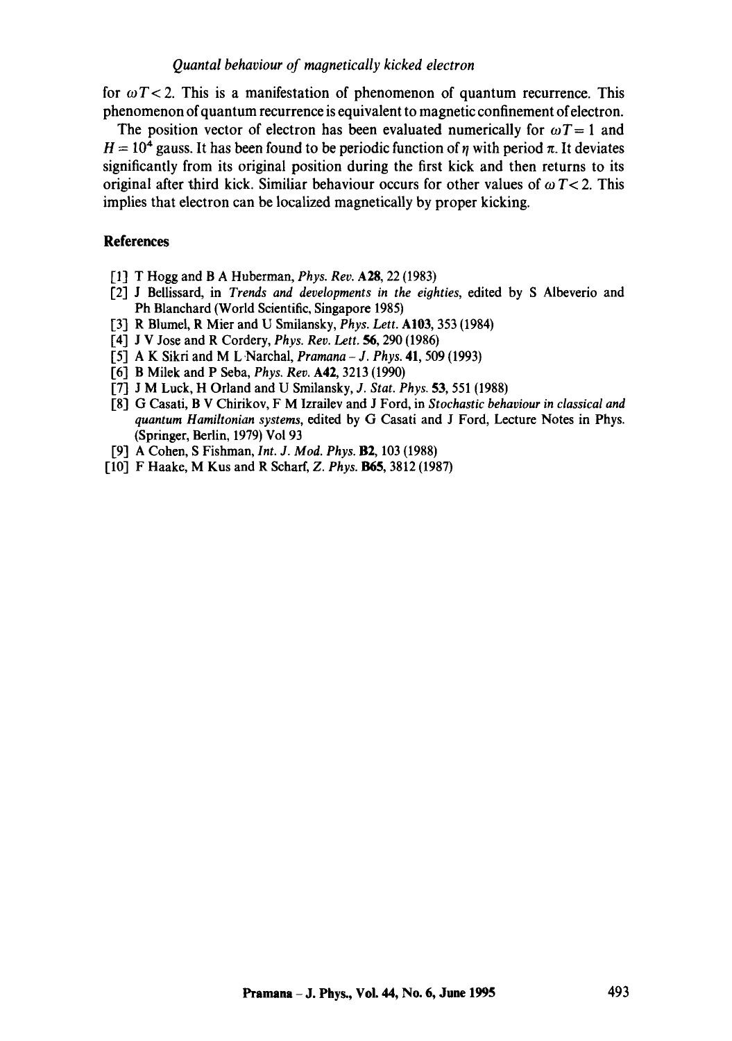for $\omega T < 2$. This is a manifestation of phenomenon of quantum recurrence. This phenomenon of quantum recurrence is equivalent to magnetic confinement of electron.

The position vector of electron has been evaluated numerically for $\omega T = 1$ and $H = 10^4$ gauss. It has been found to be periodic function of $\eta$ with period $\pi$. It deviates significantly from its original position during the first kick and then returns to its original after third kick. Similiar behaviour occurs for other values of $\omega T < 2$. This implies that electron can be localized magnetically by proper kicking.

## References

[1] T Hogg and B A Huberman, *Phys. Rev.* **A28**, 22 (1983)

[2] J Bellissard, in *Trends and developments in the eighties*, edited by S Albeverio and Ph Blanchard (World Scientific, Singapore 1985)

[3] R Blumel, R Mier and U Smilansky, *Phys. Lett.* **A103**, 353 (1984)

[4] J V Jose and R Cordery, *Phys. Rev. Lett.* **56**, 290 (1986)

[5] A K Sikri and M L Narchal, *Pramana – J. Phys.* **41**, 509 (1993)

[6] B Milek and P Seba, *Phys. Rev.* **A42**, 3213 (1990)

[7] J M Luck, H Orland and U Smilansky, *J. Stat. Phys.* **53**, 551 (1988)

[8] G Casati, B V Chirikov, F M Izrailev and J Ford, in *Stochastic behaviour in classical and quantum Hamiltonian systems*, edited by G Casati and J Ford, Lecture Notes in Phys. (Springer, Berlin, 1979) Vol 93

[9] A Cohen, S Fishman, *Int. J. Mod. Phys.* **B2**, 103 (1988)

[10] F Haake, M Kus and R Scharf, *Z. Phys.* **B65**, 3812 (1987)